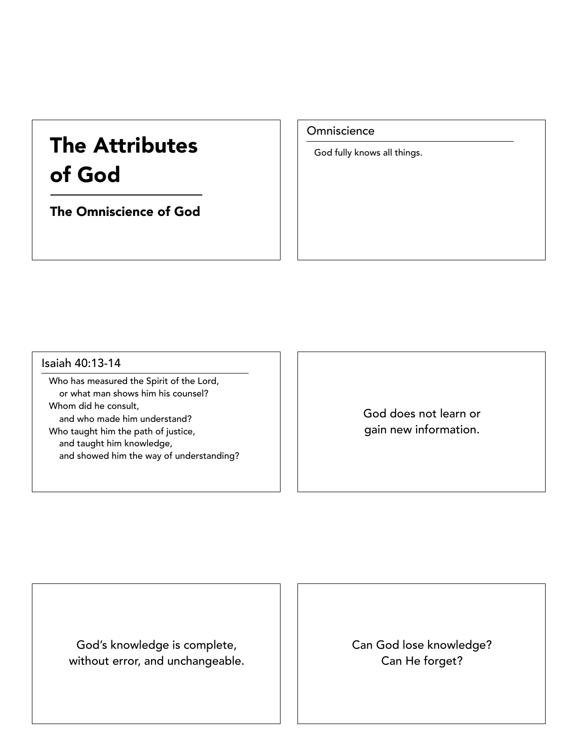# The Attributes of God

## The Omniscience of God

---

### Omniscience

God fully knows all things.

---

### Isaiah 40:13-14

Who has measured the Spirit of the Lord,
  or what man shows him his counsel?
Whom did he consult,
  and who made him understand?
Who taught him the path of justice,
  and taught him knowledge,
  and showed him the way of understanding?

---

God does not learn or gain new information.

---

God's knowledge is complete, without error, and unchangeable.

---

Can God lose knowledge?
Can He forget?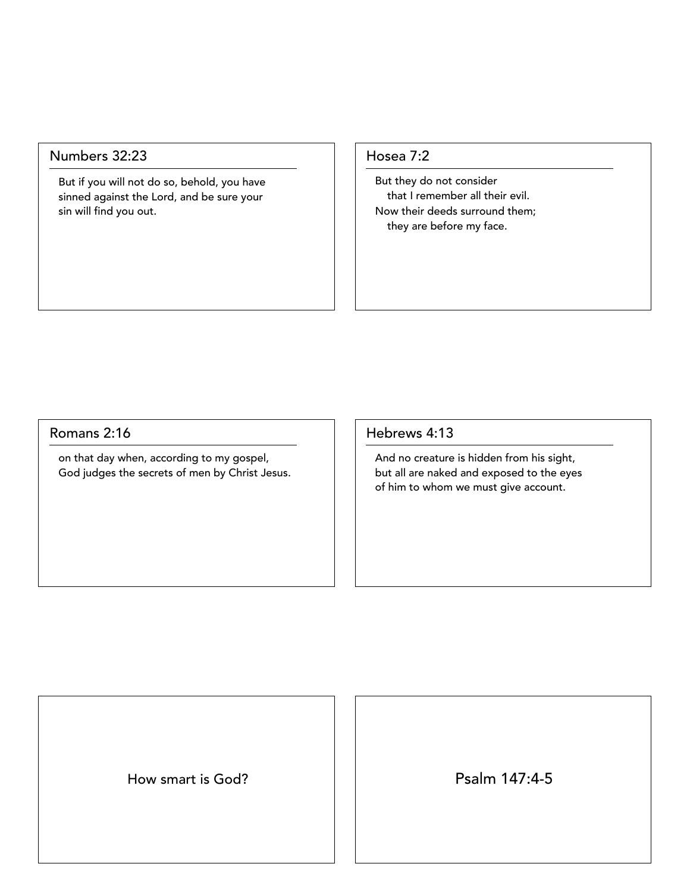## Numbers 32:23

But if you will not do so, behold, you have sinned against the Lord, and be sure your sin will find you out.

## Hosea 7:2

But they do not consider
  that I remember all their evil.
Now their deeds surround them;
  they are before my face.

## Romans 2:16

on that day when, according to my gospel, God judges the secrets of men by Christ Jesus.

## Hebrews 4:13

And no creature is hidden from his sight, but all are naked and exposed to the eyes of him to whom we must give account.

How smart is God?

Psalm 147:4-5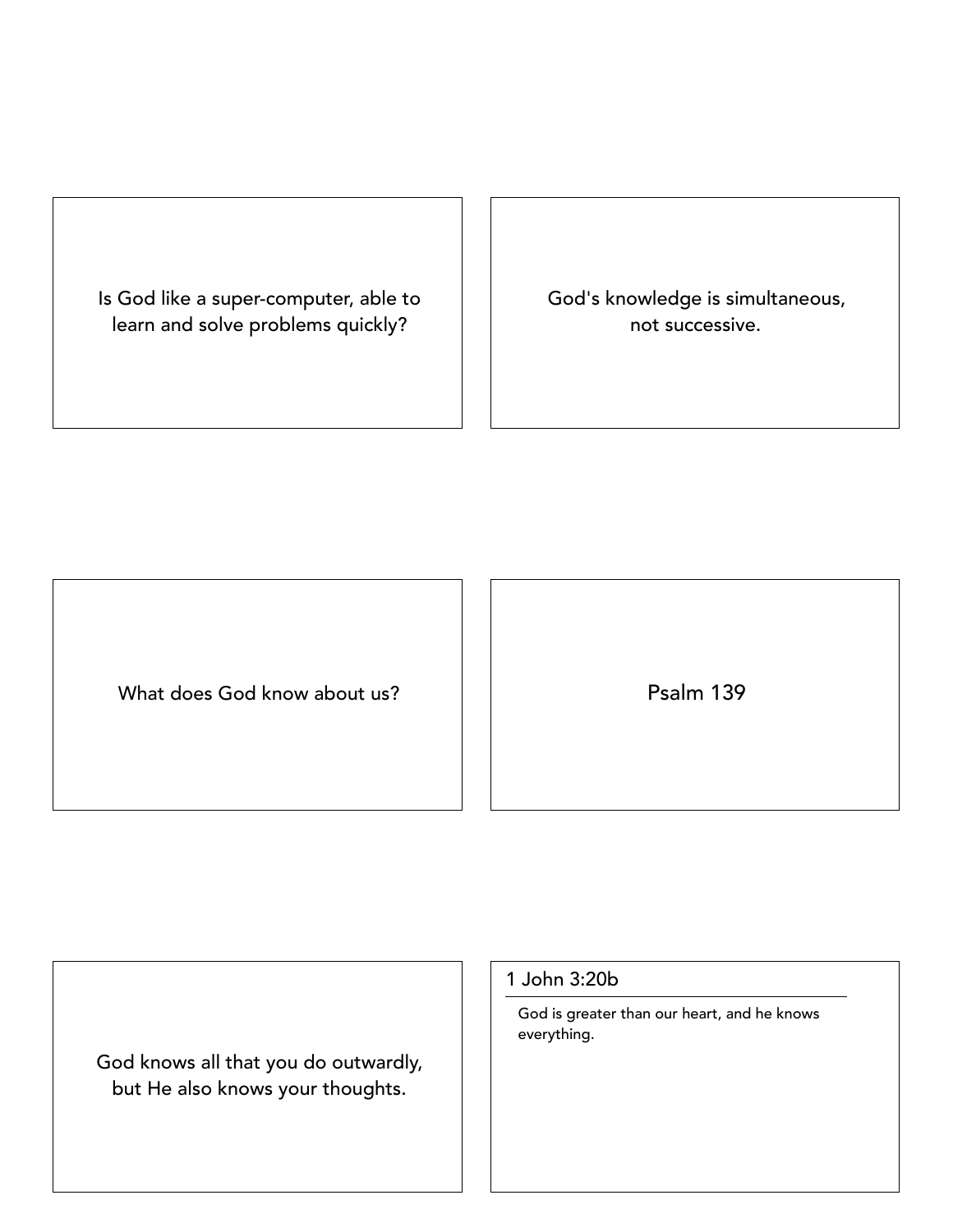Is God like a super-computer, able to learn and solve problems quickly?

God's knowledge is simultaneous, not successive.

What does God know about us?

Psalm 139

God knows all that you do outwardly, but He also knows your thoughts.

1 John 3:20b

God is greater than our heart, and he knows everything.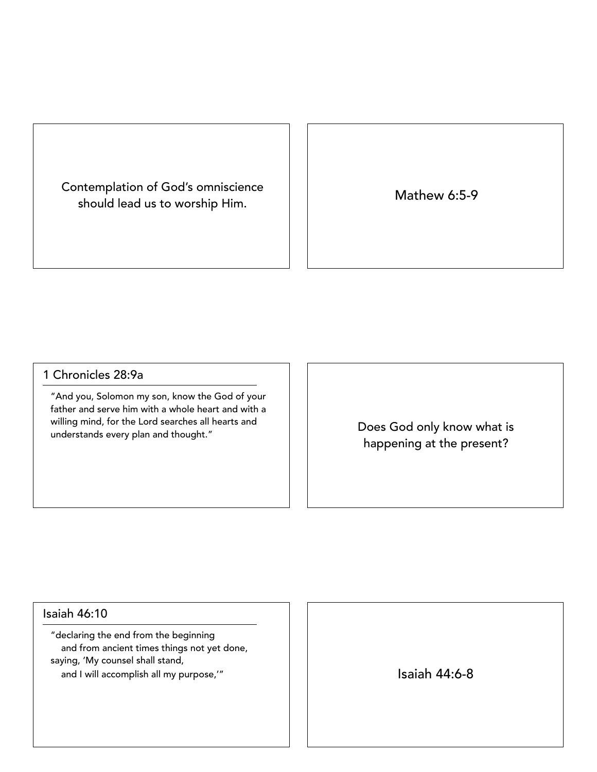Contemplation of God's omniscience should lead us to worship Him.

Mathew 6:5-9

## 1 Chronicles 28:9a

"And you, Solomon my son, know the God of your father and serve him with a whole heart and with a willing mind, for the Lord searches all hearts and understands every plan and thought."

Does God only know what is happening at the present?

## Isaiah 46:10

"declaring the end from the beginning
and from ancient times things not yet done,
saying, 'My counsel shall stand,
and I will accomplish all my purpose,'"

Isaiah 44:6-8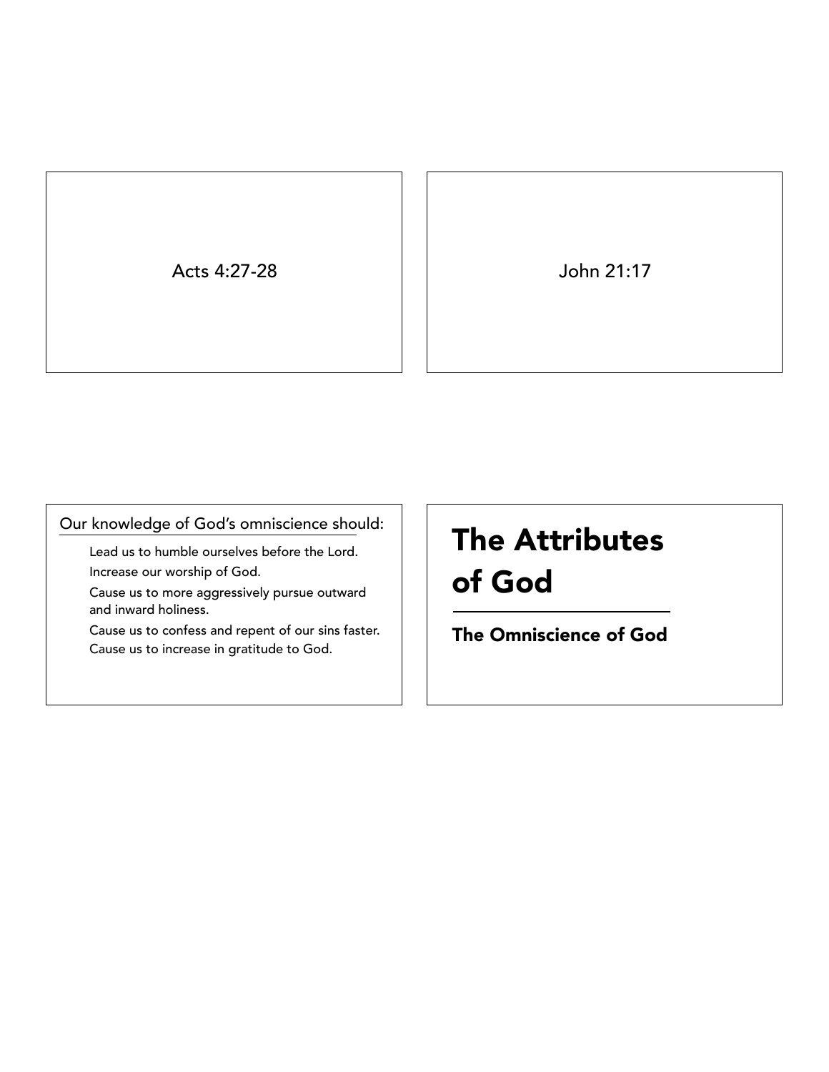Acts 4:27-28

John 21:17

Our knowledge of God's omniscience should:

- Lead us to humble ourselves before the Lord.
- Increase our worship of God.
- Cause us to more aggressively pursue outward and inward holiness.
- Cause us to confess and repent of our sins faster.
- Cause us to increase in gratitude to God.

# The Attributes of God

## The Omniscience of God